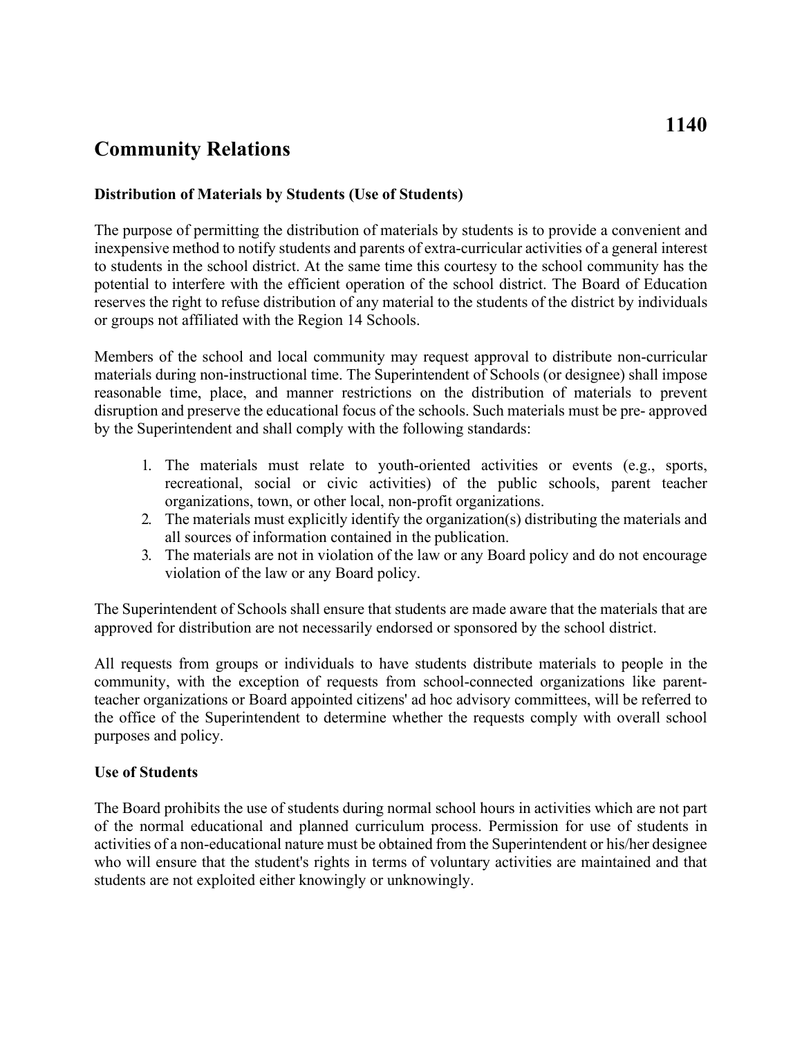# 1140

## Community Relations

### Distribution of Materials by Students (Use of Students)

The purpose of permitting the distribution of materials by students is to provide a convenient and inexpensive method to notify students and parents of extra-curricular activities of a general interest to students in the school district. At the same time this courtesy to the school community has the potential to interfere with the efficient operation of the school district. The Board of Education reserves the right to refuse distribution of any material to the students of the district by individuals or groups not affiliated with the Region 14 Schools.

Members of the school and local community may request approval to distribute non-curricular materials during non-instructional time. The Superintendent of Schools (or designee) shall impose reasonable time, place, and manner restrictions on the distribution of materials to prevent disruption and preserve the educational focus of the schools. Such materials must be pre- approved by the Superintendent and shall comply with the following standards:

1. The materials must relate to youth-oriented activities or events (e.g., sports, recreational, social or civic activities) of the public schools, parent teacher organizations, town, or other local, non-profit organizations.
2. The materials must explicitly identify the organization(s) distributing the materials and all sources of information contained in the publication.
3. The materials are not in violation of the law or any Board policy and do not encourage violation of the law or any Board policy.

The Superintendent of Schools shall ensure that students are made aware that the materials that are approved for distribution are not necessarily endorsed or sponsored by the school district.

All requests from groups or individuals to have students distribute materials to people in the community, with the exception of requests from school-connected organizations like parent-teacher organizations or Board appointed citizens' ad hoc advisory committees, will be referred to the office of the Superintendent to determine whether the requests comply with overall school purposes and policy.

### Use of Students

The Board prohibits the use of students during normal school hours in activities which are not part of the normal educational and planned curriculum process. Permission for use of students in activities of a non-educational nature must be obtained from the Superintendent or his/her designee who will ensure that the student's rights in terms of voluntary activities are maintained and that students are not exploited either knowingly or unknowingly.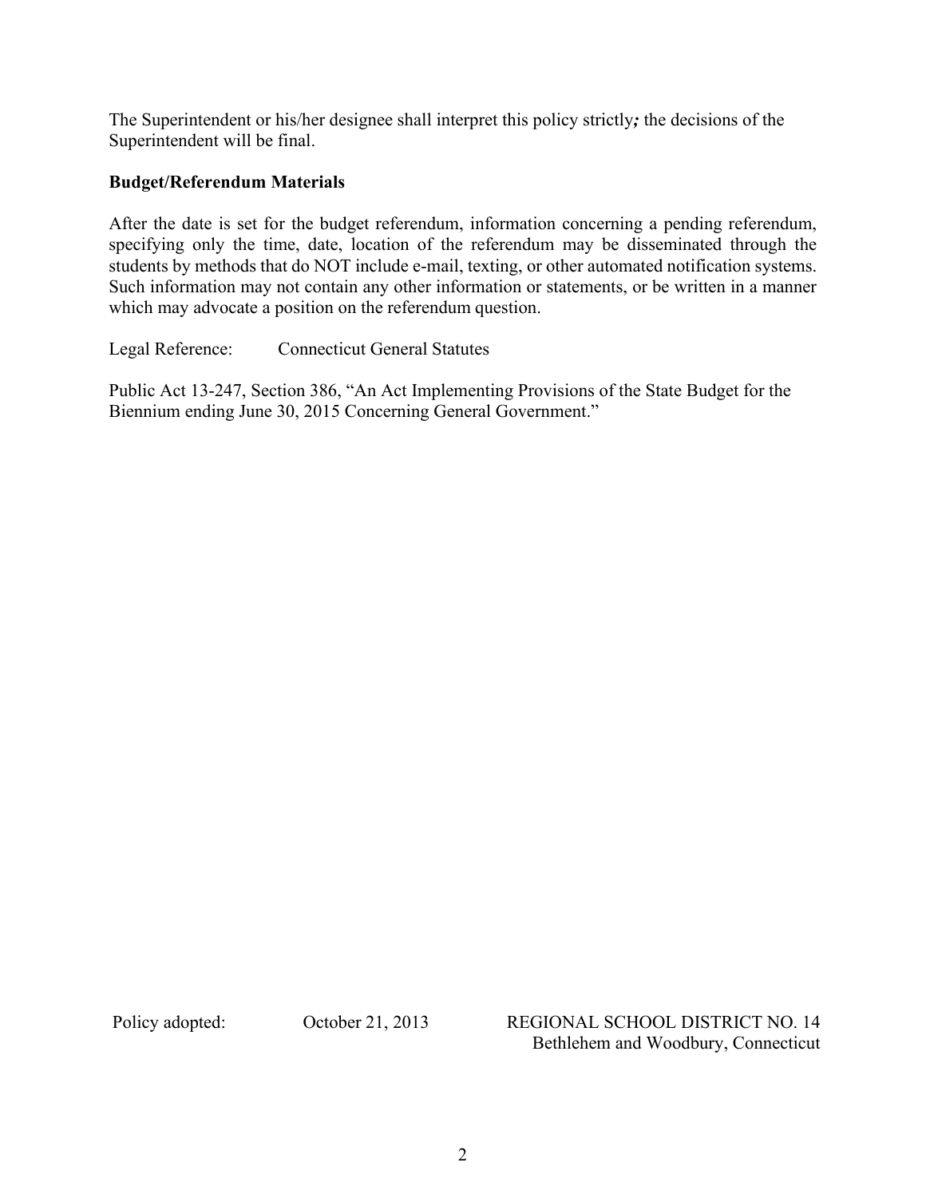The Superintendent or his/her designee shall interpret this policy strictly***;*** the decisions of the Superintendent will be final.

**Budget/Referendum Materials**

After the date is set for the budget referendum, information concerning a pending referendum, specifying only the time, date, location of the referendum may be disseminated through the students by methods that do NOT include e-mail, texting, or other automated notification systems. Such information may not contain any other information or statements, or be written in a manner which may advocate a position on the referendum question.

Legal Reference: Connecticut General Statutes

Public Act 13-247, Section 386, "An Act Implementing Provisions of the State Budget for the Biennium ending June 30, 2015 Concerning General Government."

Policy adopted: October 21, 2013

REGIONAL SCHOOL DISTRICT NO. 14
Bethlehem and Woodbury, Connecticut